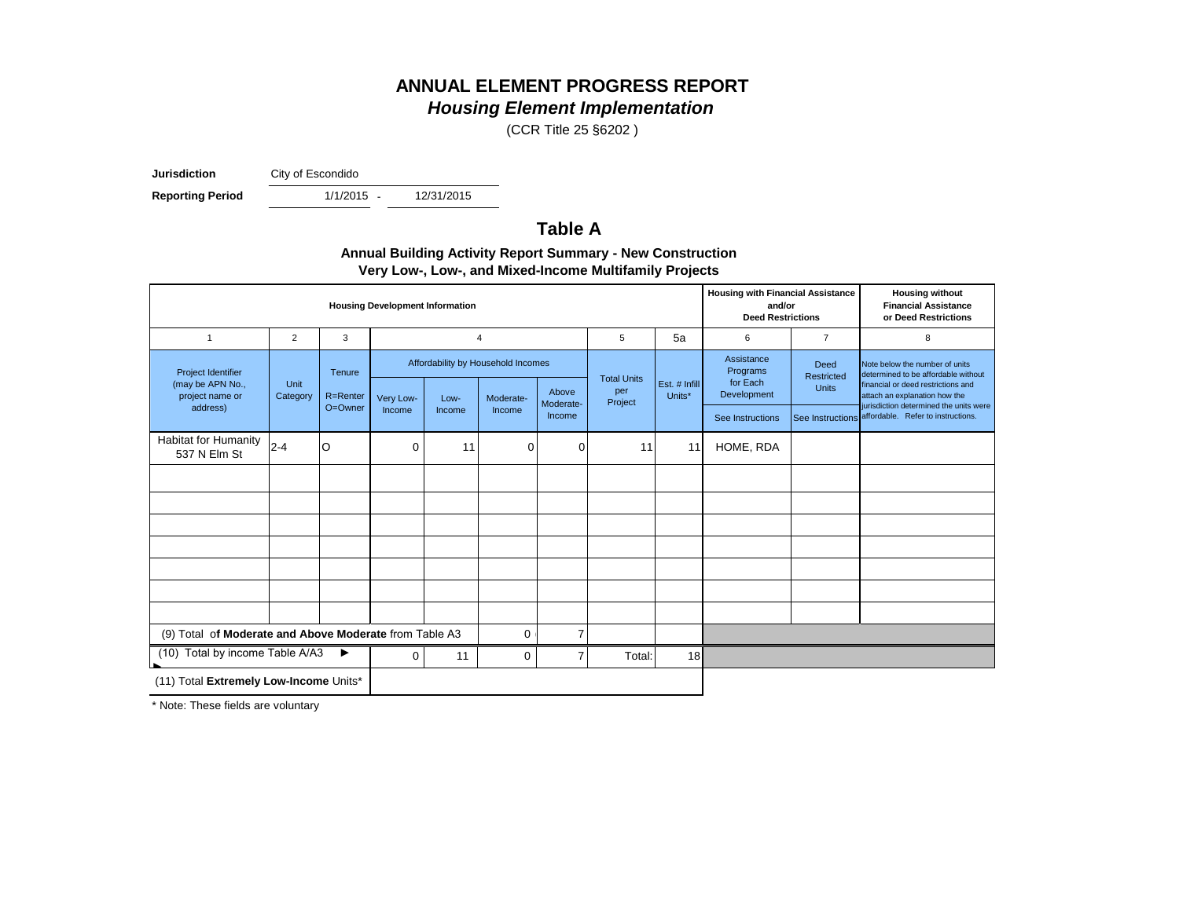# ANNUAL ELEMENT PROGRESS REPORT

## *Housing Element Implementation*

(CCR Title 25 §6202 )

**Jurisdiction** City of Escondido

**Reporting Period** 1/1/2015 - 12/31/2015

## Table A

**Annual Building Activity Report Summary - New Construction**
**Very Low-, Low-, and Mixed-Income Multifamily Projects**

| **Housing Development Information** | | | | | | | | | **Housing with Financial Assistance and/or Deed Restrictions** | | **Housing without Financial Assistance or Deed Restrictions** |
|---|---|---|---|---|---|---|---|---|---|---|---|
| 1 | 2 | 3 | 4 | | | | 5 | 5a | 6 | 7 | 8 |
| Project Identifier (may be APN No., project name or address) | Unit Category | Tenure R=Renter O=Owner | Affordability by Household Incomes: Very Low-Income | Low-Income | Moderate-Income | Above Moderate-Income | Total Units per Project | Est. # Infill Units* | Assistance Programs for Each Development (See Instructions) | Deed Restricted Units (See Instructions) | Note below the number of units determined to be affordable without financial or deed restrictions and attach an explanation how the jurisdiction determined the units were affordable. Refer to instructions. |
| Habitat for Humanity 537 N Elm St | 2-4 | O | 0 | 11 | 0 | 0 | 11 | 11 | HOME, RDA | | |
| | | | | | | | | | | | |
| | | | | | | | | | | | |
| | | | | | | | | | | | |
| | | | | | | | | | | | |
| | | | | | | | | | | | |
| | | | | | | | | | | | |
| | | | | | | | | | | | |
| (9) Total of **Moderate and Above Moderate** from Table A3 | | | | | 0 | 7 | | | | | |
| (10) Total by income Table A/A3 ► | | | 0 | 11 | 0 | 7 | Total: | 18 | | | |
| (11) Total **Extremely Low-Income** Units* | | | | | | | | | | | |

\* Note: These fields are voluntary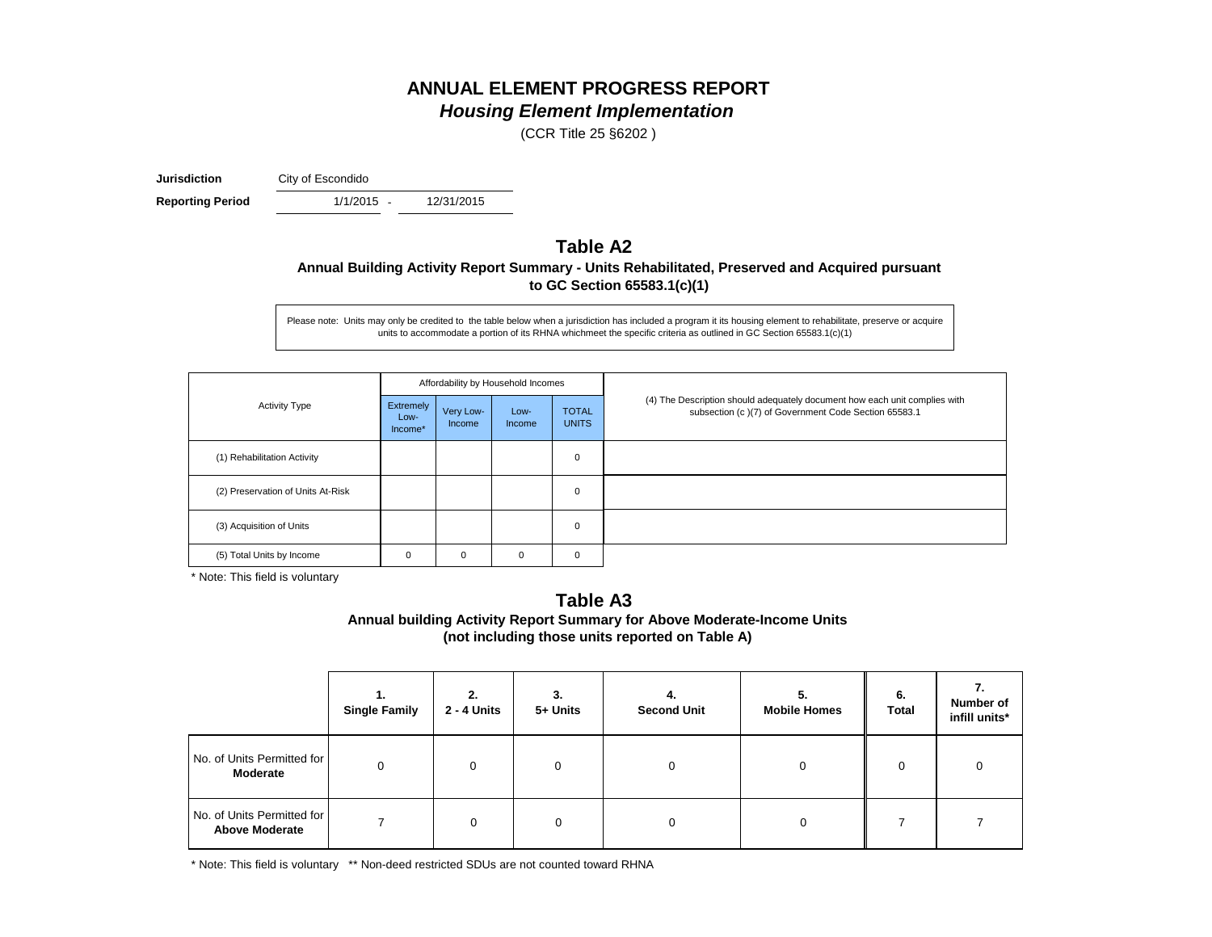# ANNUAL ELEMENT PROGRESS REPORT

## *Housing Element Implementation*

(CCR Title 25 §6202 )

**Jurisdiction** City of Escondido

**Reporting Period** 1/1/2015 - 12/31/2015

## Table A2

### Annual Building Activity Report Summary - Units Rehabilitated, Preserved and Acquired pursuant to GC Section 65583.1(c)(1)

Please note: Units may only be credited to the table below when a jurisdiction has included a program it its housing element to rehabilitate, preserve or acquire units to accommodate a portion of its RHNA whichmeet the specific criteria as outlined in GC Section 65583.1(c)(1)

| Activity Type | Affordability by Household Incomes | | | | (4) The Description should adequately document how each unit complies with subsection (c )(7) of Government Code Section 65583.1 |
|---|---|---|---|---|---|
| | Extremely Low-Income* | Very Low-Income | Low-Income | TOTAL UNITS | |
| (1) Rehabilitation Activity | | | | 0 | |
| (2) Preservation of Units At-Risk | | | | 0 | |
| (3) Acquisition of Units | | | | 0 | |
| (5) Total Units by Income | 0 | 0 | 0 | 0 | |

\* Note: This field is voluntary

## Table A3

### Annual building Activity Report Summary for Above Moderate-Income Units (not including those units reported on Table A)

| | 1. Single Family | 2. 2 - 4 Units | 3. 5+ Units | 4. Second Unit | 5. Mobile Homes | 6. Total | 7. Number of infill units* |
|---|---|---|---|---|---|---|---|
| No. of Units Permitted for **Moderate** | 0 | 0 | 0 | 0 | 0 | 0 | 0 |
| No. of Units Permitted for **Above Moderate** | 7 | 0 | 0 | 0 | 0 | 7 | 7 |

\* Note: This field is voluntary ** Non-deed restricted SDUs are not counted toward RHNA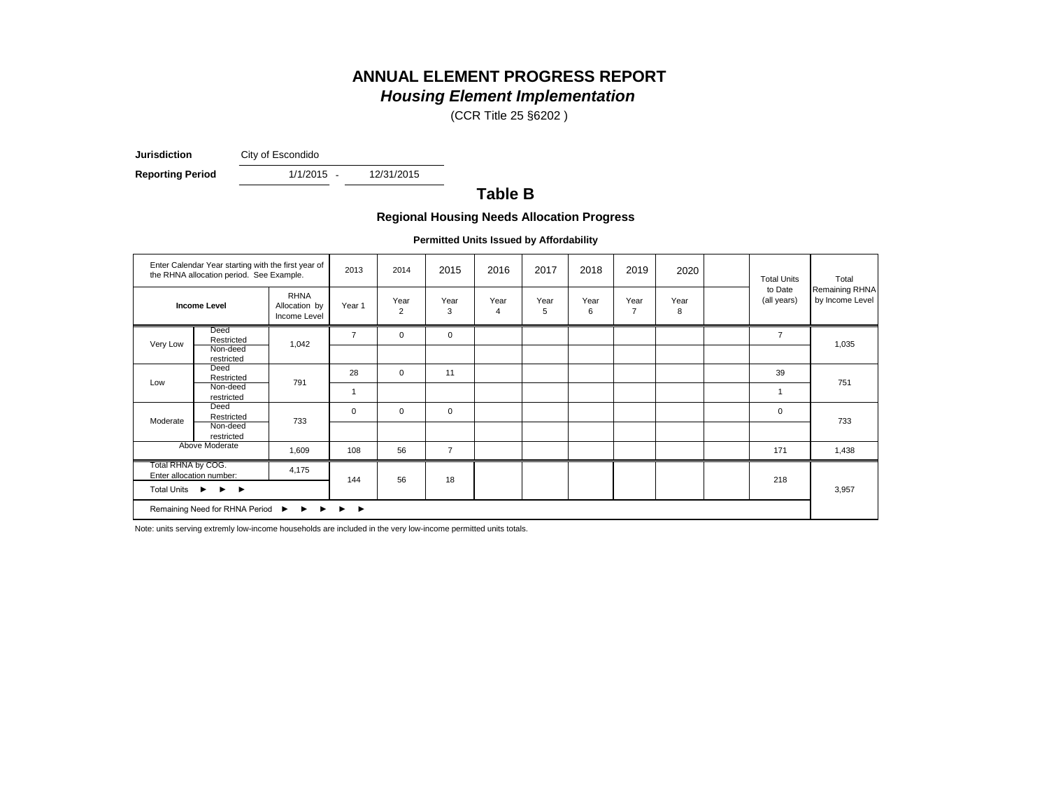# ANNUAL ELEMENT PROGRESS REPORT

## *Housing Element Implementation*

(CCR Title 25 §6202 )

**Jurisdiction** City of Escondido

**Reporting Period** 1/1/2015 - 12/31/2015

## Table B

### Regional Housing Needs Allocation Progress

**Permitted Units Issued by Affordability**

| Enter Calendar Year starting with the first year of the RHNA allocation period. See Example. | | | 2013 | 2014 | 2015 | 2016 | 2017 | 2018 | 2019 | 2020 | | Total Units to Date (all years) | Total Remaining RHNA by Income Level |
|---|---|---|---|---|---|---|---|---|---|---|---|---|---|
| **Income Level** | | RHNA Allocation by Income Level | Year 1 | Year 2 | Year 3 | Year 4 | Year 5 | Year 6 | Year 7 | Year 8 | | | |
| Very Low | Deed Restricted | 1,042 | 7 | 0 | 0 | | | | | | | 7 | 1,035 |
| | Non-deed restricted | | | | | | | | | | | | |
| Low | Deed Restricted | 791 | 28 | 0 | 11 | | | | | | | 39 | 751 |
| | Non-deed restricted | | 1 | | | | | | | | | 1 | |
| Moderate | Deed Restricted | 733 | 0 | 0 | 0 | | | | | | | 0 | 733 |
| | Non-deed restricted | | | | | | | | | | | | |
| Above Moderate | | 1,609 | 108 | 56 | 7 | | | | | | | 171 | 1,438 |
| Total RHNA by COG. Enter allocation number: | | 4,175 | 144 | 56 | 18 | | | | | | | 218 | 3,957 |
| Total Units ► ► ► | | | | | | | | | | | | | |
| Remaining Need for RHNA Period ► ► ► ► ► | | | | | | | | | | | | | |

Note: units serving extremly low-income households are included in the very low-income permitted units totals.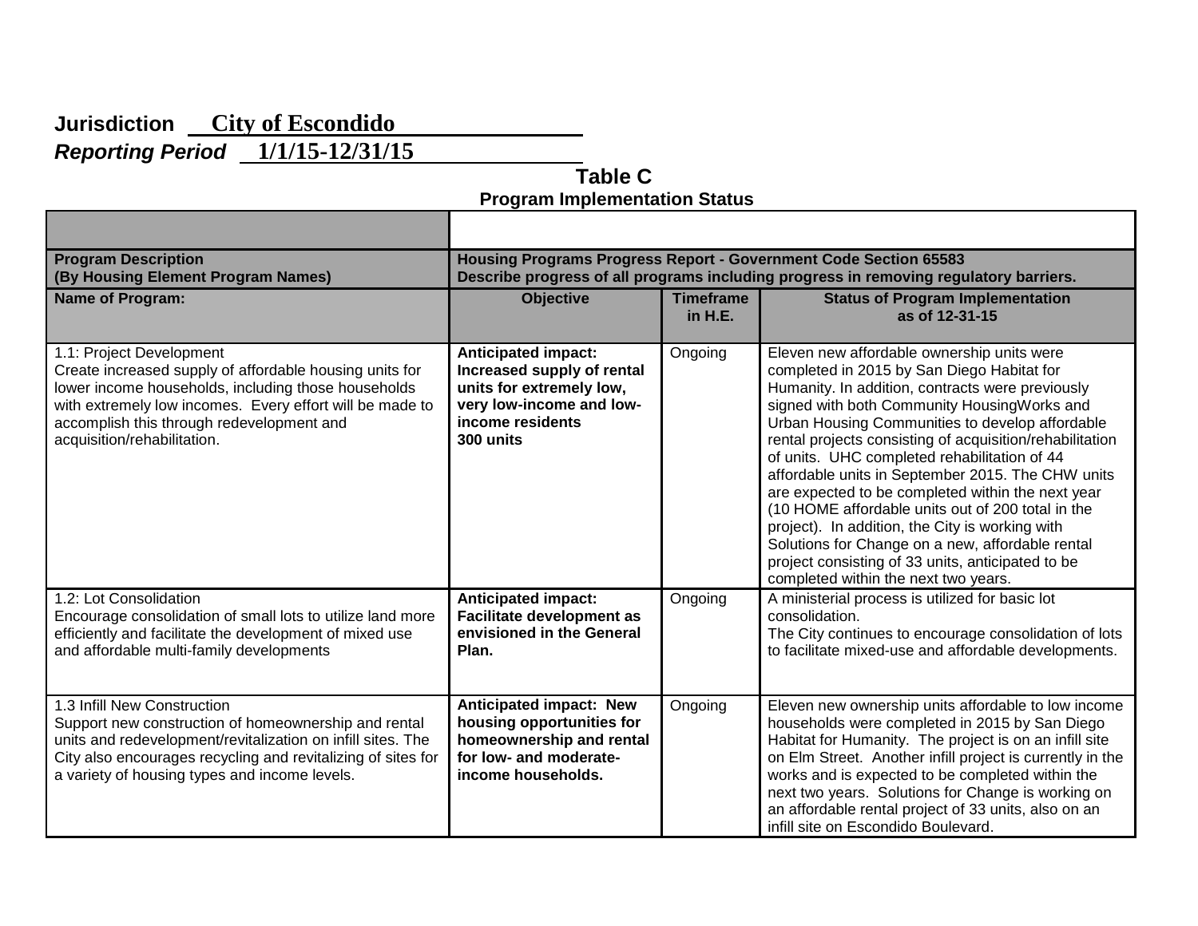**Jurisdiction** **City of Escondido**

***Reporting Period*** **1/1/15-12/31/15**

## Table C

### Program Implementation Status

| Program Description (By Housing Element Program Names) | Housing Programs Progress Report - Government Code Section 65583 Describe progress of all programs including progress in removing regulatory barriers. | | |
|---|---|---|---|
| **Name of Program:** | **Objective** | **Timeframe in H.E.** | **Status of Program Implementation as of 12-31-15** |
| 1.1: Project Development<br>Create increased supply of affordable housing units for lower income households, including those households with extremely low incomes. Every effort will be made to accomplish this through redevelopment and acquisition/rehabilitation. | **Anticipated impact: Increased supply of rental units for extremely low, very low-income and low-income residents 300 units** | Ongoing | Eleven new affordable ownership units were completed in 2015 by San Diego Habitat for Humanity. In addition, contracts were previously signed with both Community HousingWorks and Urban Housing Communities to develop affordable rental projects consisting of acquisition/rehabilitation of units. UHC completed rehabilitation of 44 affordable units in September 2015. The CHW units are expected to be completed within the next year (10 HOME affordable units out of 200 total in the project). In addition, the City is working with Solutions for Change on a new, affordable rental project consisting of 33 units, anticipated to be completed within the next two years. |
| 1.2: Lot Consolidation<br>Encourage consolidation of small lots to utilize land more efficiently and facilitate the development of mixed use and affordable multi-family developments | **Anticipated impact: Facilitate development as envisioned in the General Plan.** | Ongoing | A ministerial process is utilized for basic lot consolidation.<br>The City continues to encourage consolidation of lots to facilitate mixed-use and affordable developments. |
| 1.3 Infill New Construction<br>Support new construction of homeownership and rental units and redevelopment/revitalization on infill sites. The City also encourages recycling and revitalizing of sites for a variety of housing types and income levels. | **Anticipated impact: New housing opportunities for homeownership and rental for low- and moderate-income households.** | Ongoing | Eleven new ownership units affordable to low income households were completed in 2015 by San Diego Habitat for Humanity. The project is on an infill site on Elm Street. Another infill project is currently in the works and is expected to be completed within the next two years. Solutions for Change is working on an affordable rental project of 33 units, also on an infill site on Escondido Boulevard. |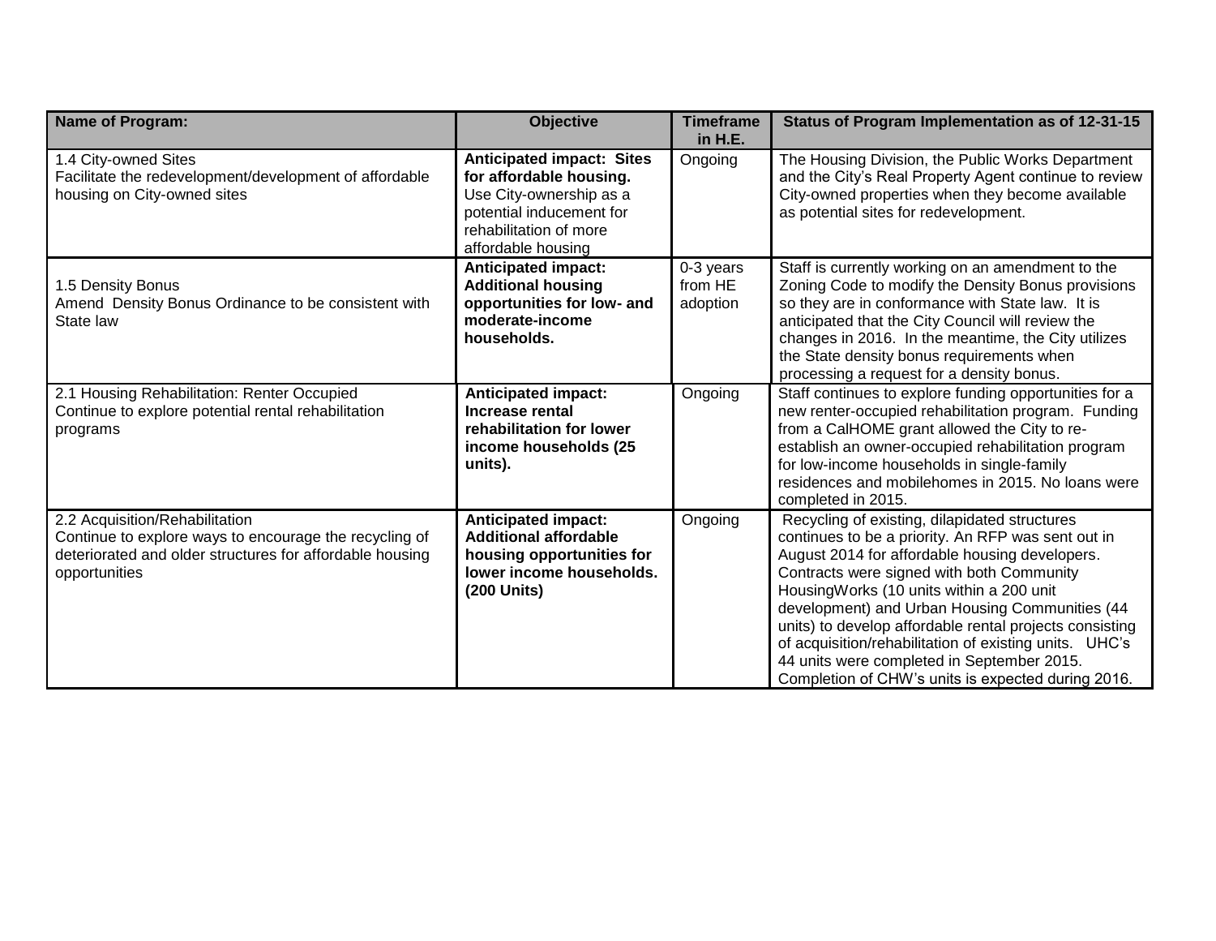| Name of Program: | Objective | Timeframe in H.E. | Status of Program Implementation as of 12-31-15 |
|---|---|---|---|
| 1.4 City-owned Sites<br>Facilitate the redevelopment/development of affordable housing on City-owned sites | **Anticipated impact: Sites for affordable housing.** Use City-ownership as a potential inducement for rehabilitation of more affordable housing | Ongoing | The Housing Division, the Public Works Department and the City's Real Property Agent continue to review City-owned properties when they become available as potential sites for redevelopment. |
| 1.5 Density Bonus<br>Amend Density Bonus Ordinance to be consistent with State law | **Anticipated impact: Additional housing opportunities for low- and moderate-income households.** | 0-3 years from HE adoption | Staff is currently working on an amendment to the Zoning Code to modify the Density Bonus provisions so they are in conformance with State law. It is anticipated that the City Council will review the changes in 2016. In the meantime, the City utilizes the State density bonus requirements when processing a request for a density bonus. |
| 2.1 Housing Rehabilitation: Renter Occupied<br>Continue to explore potential rental rehabilitation programs | **Anticipated impact: Increase rental rehabilitation for lower income households (25 units).** | Ongoing | Staff continues to explore funding opportunities for a new renter-occupied rehabilitation program. Funding from a CalHOME grant allowed the City to re-establish an owner-occupied rehabilitation program for low-income households in single-family residences and mobilehomes in 2015. No loans were completed in 2015. |
| 2.2 Acquisition/Rehabilitation<br>Continue to explore ways to encourage the recycling of deteriorated and older structures for affordable housing opportunities | **Anticipated impact: Additional affordable housing opportunities for lower income households. (200 Units)** | Ongoing | Recycling of existing, dilapidated structures continues to be a priority. An RFP was sent out in August 2014 for affordable housing developers. Contracts were signed with both Community HousingWorks (10 units within a 200 unit development) and Urban Housing Communities (44 units) to develop affordable rental projects consisting of acquisition/rehabilitation of existing units. UHC's 44 units were completed in September 2015. Completion of CHW's units is expected during 2016. |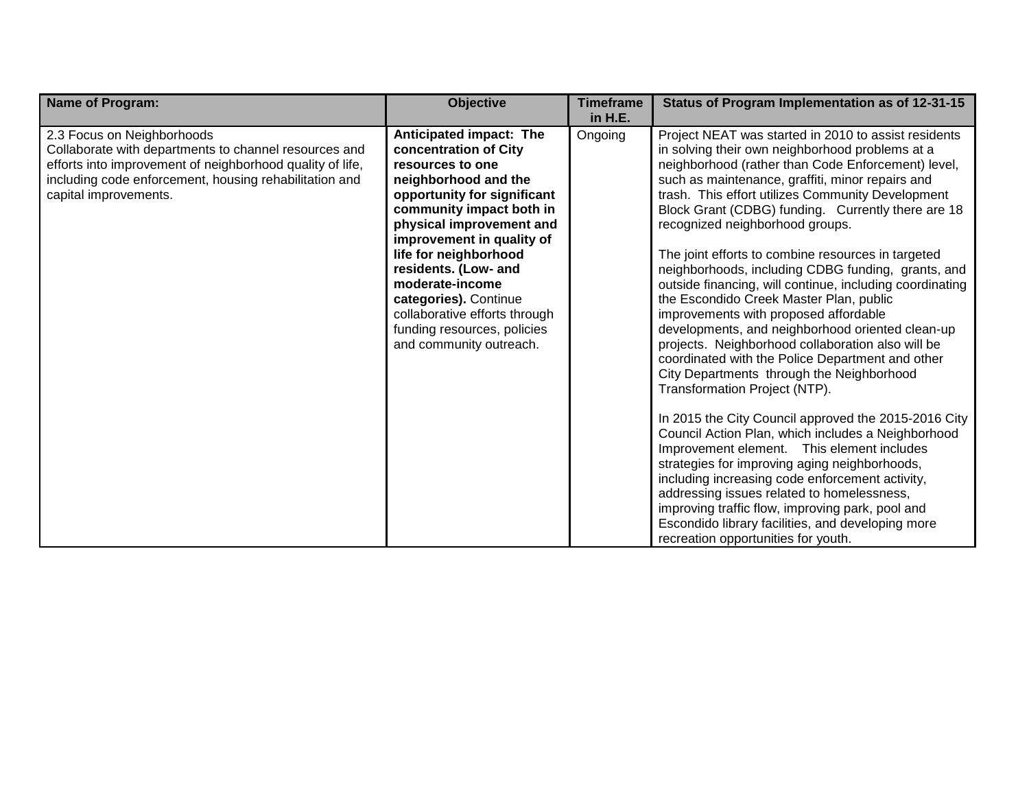| Name of Program: | Objective | Timeframe in H.E. | Status of Program Implementation as of 12-31-15 |
|---|---|---|---|
| 2.3 Focus on Neighborhoods<br>Collaborate with departments to channel resources and efforts into improvement of neighborhood quality of life, including code enforcement, housing rehabilitation and capital improvements. | **Anticipated impact: The concentration of City resources to one neighborhood and the opportunity for significant community impact both in physical improvement and improvement in quality of life for neighborhood residents. (Low- and moderate-income categories).** Continue collaborative efforts through funding resources, policies and community outreach. | Ongoing | Project NEAT was started in 2010 to assist residents in solving their own neighborhood problems at a neighborhood (rather than Code Enforcement) level, such as maintenance, graffiti, minor repairs and trash. This effort utilizes Community Development Block Grant (CDBG) funding. Currently there are 18 recognized neighborhood groups.<br><br>The joint efforts to combine resources in targeted neighborhoods, including CDBG funding, grants, and outside financing, will continue, including coordinating the Escondido Creek Master Plan, public improvements with proposed affordable developments, and neighborhood oriented clean-up projects. Neighborhood collaboration also will be coordinated with the Police Department and other City Departments through the Neighborhood Transformation Project (NTP).<br><br>In 2015 the City Council approved the 2015-2016 City Council Action Plan, which includes a Neighborhood Improvement element. This element includes strategies for improving aging neighborhoods, including increasing code enforcement activity, addressing issues related to homelessness, improving traffic flow, improving park, pool and Escondido library facilities, and developing more recreation opportunities for youth. |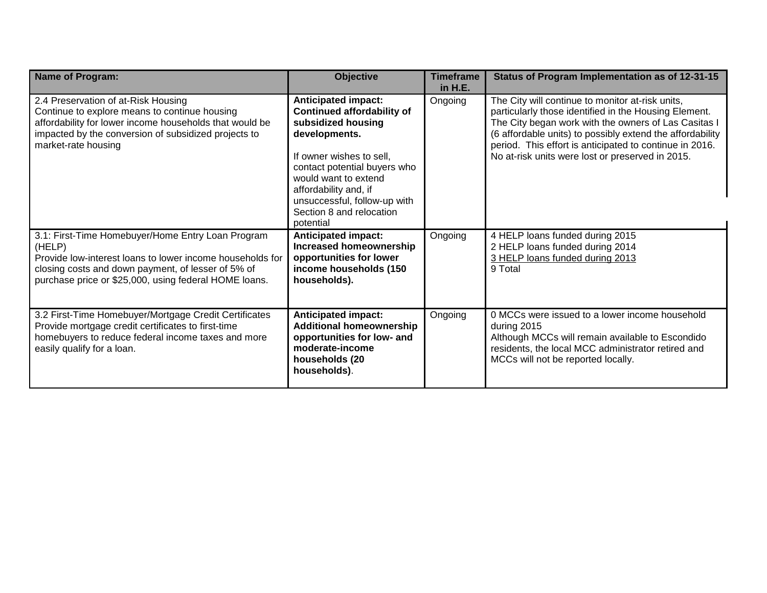| Name of Program: | Objective | Timeframe in H.E. | Status of Program Implementation as of 12-31-15 |
|---|---|---|---|
| 2.4 Preservation of at-Risk Housing<br>Continue to explore means to continue housing affordability for lower income households that would be impacted by the conversion of subsidized projects to market-rate housing | **Anticipated impact: Continued affordability of subsidized housing developments.**<br><br>If owner wishes to sell, contact potential buyers who would want to extend affordability and, if unsuccessful, follow-up with Section 8 and relocation potential | Ongoing | The City will continue to monitor at-risk units, particularly those identified in the Housing Element. The City began work with the owners of Las Casitas I (6 affordable units) to possibly extend the affordability period. This effort is anticipated to continue in 2016. No at-risk units were lost or preserved in 2015. |
| 3.1: First-Time Homebuyer/Home Entry Loan Program (HELP)<br>Provide low-interest loans to lower income households for closing costs and down payment, of lesser of 5% of purchase price or $25,000, using federal HOME loans. | **Anticipated impact: Increased homeownership opportunities for lower income households (150 households).** | Ongoing | 4 HELP loans funded during 2015<br>2 HELP loans funded during 2014<br><u>3 HELP loans funded during 2013</u><br>9 Total |
| 3.2 First-Time Homebuyer/Mortgage Credit Certificates<br>Provide mortgage credit certificates to first-time homebuyers to reduce federal income taxes and more easily qualify for a loan. | **Anticipated impact: Additional homeownership opportunities for low- and moderate-income households (20 households)**. | Ongoing | 0 MCCs were issued to a lower income household during 2015<br>Although MCCs will remain available to Escondido residents, the local MCC administrator retired and MCCs will not be reported locally. |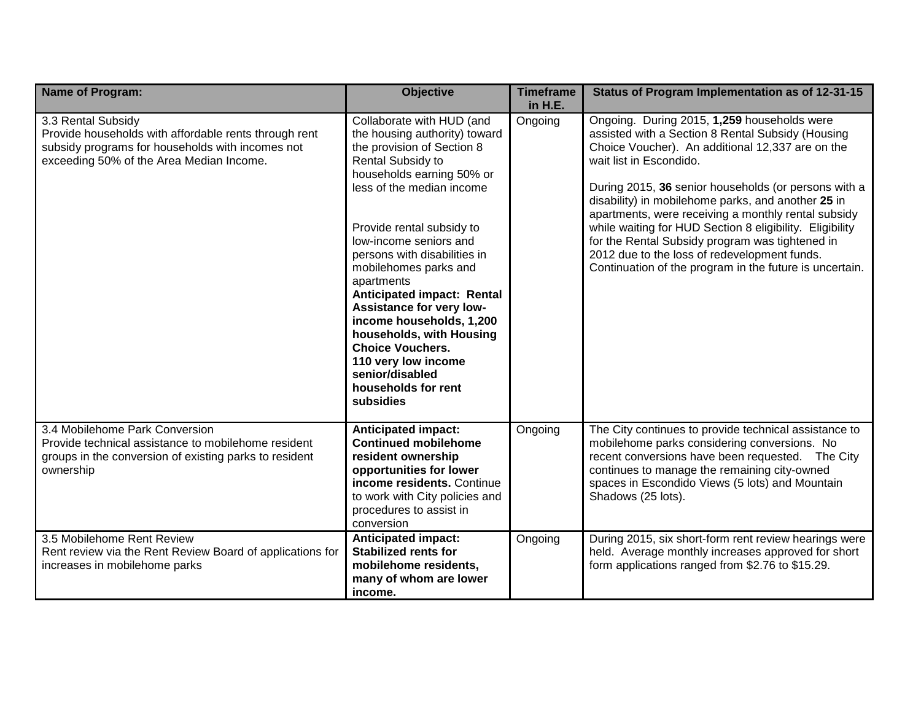| Name of Program: | Objective | Timeframe in H.E. | Status of Program Implementation as of 12-31-15 |
|---|---|---|---|
| 3.3 Rental Subsidy<br>Provide households with affordable rents through rent subsidy programs for households with incomes not exceeding 50% of the Area Median Income. | Collaborate with HUD (and the housing authority) toward the provision of Section 8 Rental Subsidy to households earning 50% or less of the median income<br><br>Provide rental subsidy to low-income seniors and persons with disabilities in mobilehomes parks and apartments<br>**Anticipated impact: Rental Assistance for very low-income households, 1,200 households, with Housing Choice Vouchers.**<br>**110 very low income senior/disabled households for rent subsidies** | Ongoing | Ongoing. During 2015, **1,259** households were assisted with a Section 8 Rental Subsidy (Housing Choice Voucher). An additional 12,337 are on the wait list in Escondido.<br><br>During 2015, **36** senior households (or persons with a disability) in mobilehome parks, and another **25** in apartments, were receiving a monthly rental subsidy while waiting for HUD Section 8 eligibility. Eligibility for the Rental Subsidy program was tightened in 2012 due to the loss of redevelopment funds. Continuation of the program in the future is uncertain. |
| 3.4 Mobilehome Park Conversion<br>Provide technical assistance to mobilehome resident groups in the conversion of existing parks to resident ownership | **Anticipated impact: Continued mobilehome resident ownership opportunities for lower income residents.** Continue to work with City policies and procedures to assist in conversion | Ongoing | The City continues to provide technical assistance to mobilehome parks considering conversions. No recent conversions have been requested. The City continues to manage the remaining city-owned spaces in Escondido Views (5 lots) and Mountain Shadows (25 lots). |
| 3.5 Mobilehome Rent Review<br>Rent review via the Rent Review Board of applications for increases in mobilehome parks | **Anticipated impact: Stabilized rents for mobilehome residents, many of whom are lower income.** | Ongoing | During 2015, six short-form rent review hearings were held. Average monthly increases approved for short form applications ranged from $2.76 to $15.29. |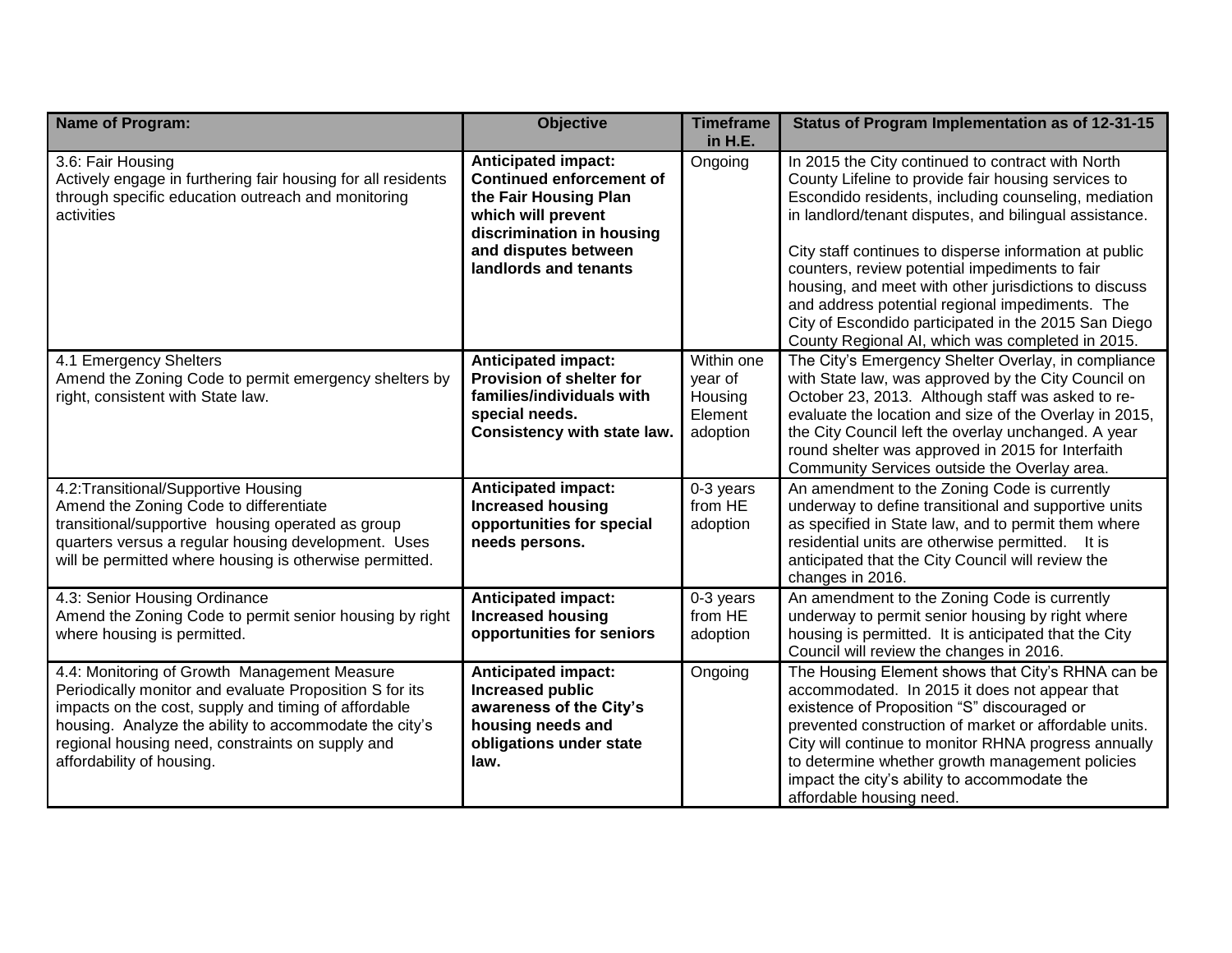| Name of Program: | Objective | Timeframe in H.E. | Status of Program Implementation as of 12-31-15 |
|---|---|---|---|
| 3.6: Fair Housing<br>Actively engage in furthering fair housing for all residents through specific education outreach and monitoring activities | **Anticipated impact: Continued enforcement of the Fair Housing Plan which will prevent discrimination in housing and disputes between landlords and tenants** | Ongoing | In 2015 the City continued to contract with North County Lifeline to provide fair housing services to Escondido residents, including counseling, mediation in landlord/tenant disputes, and bilingual assistance.<br><br>City staff continues to disperse information at public counters, review potential impediments to fair housing, and meet with other jurisdictions to discuss and address potential regional impediments. The City of Escondido participated in the 2015 San Diego County Regional AI, which was completed in 2015. |
| 4.1 Emergency Shelters<br>Amend the Zoning Code to permit emergency shelters by right, consistent with State law. | **Anticipated impact: Provision of shelter for families/individuals with special needs. Consistency with state law.** | Within one year of Housing Element adoption | The City's Emergency Shelter Overlay, in compliance with State law, was approved by the City Council on October 23, 2013. Although staff was asked to re-evaluate the location and size of the Overlay in 2015, the City Council left the overlay unchanged. A year round shelter was approved in 2015 for Interfaith Community Services outside the Overlay area. |
| 4.2:Transitional/Supportive Housing<br>Amend the Zoning Code to differentiate transitional/supportive housing operated as group quarters versus a regular housing development. Uses will be permitted where housing is otherwise permitted. | **Anticipated impact: Increased housing opportunities for special needs persons.** | 0-3 years from HE adoption | An amendment to the Zoning Code is currently underway to define transitional and supportive units as specified in State law, and to permit them where residential units are otherwise permitted. It is anticipated that the City Council will review the changes in 2016. |
| 4.3: Senior Housing Ordinance<br>Amend the Zoning Code to permit senior housing by right where housing is permitted. | **Anticipated impact: Increased housing opportunities for seniors** | 0-3 years from HE adoption | An amendment to the Zoning Code is currently underway to permit senior housing by right where housing is permitted. It is anticipated that the City Council will review the changes in 2016. |
| 4.4: Monitoring of Growth Management Measure<br>Periodically monitor and evaluate Proposition S for its impacts on the cost, supply and timing of affordable housing. Analyze the ability to accommodate the city's regional housing need, constraints on supply and affordability of housing. | **Anticipated impact: Increased public awareness of the City's housing needs and obligations under state law.** | Ongoing | The Housing Element shows that City's RHNA can be accommodated. In 2015 it does not appear that existence of Proposition "S" discouraged or prevented construction of market or affordable units. City will continue to monitor RHNA progress annually to determine whether growth management policies impact the city's ability to accommodate the affordable housing need. |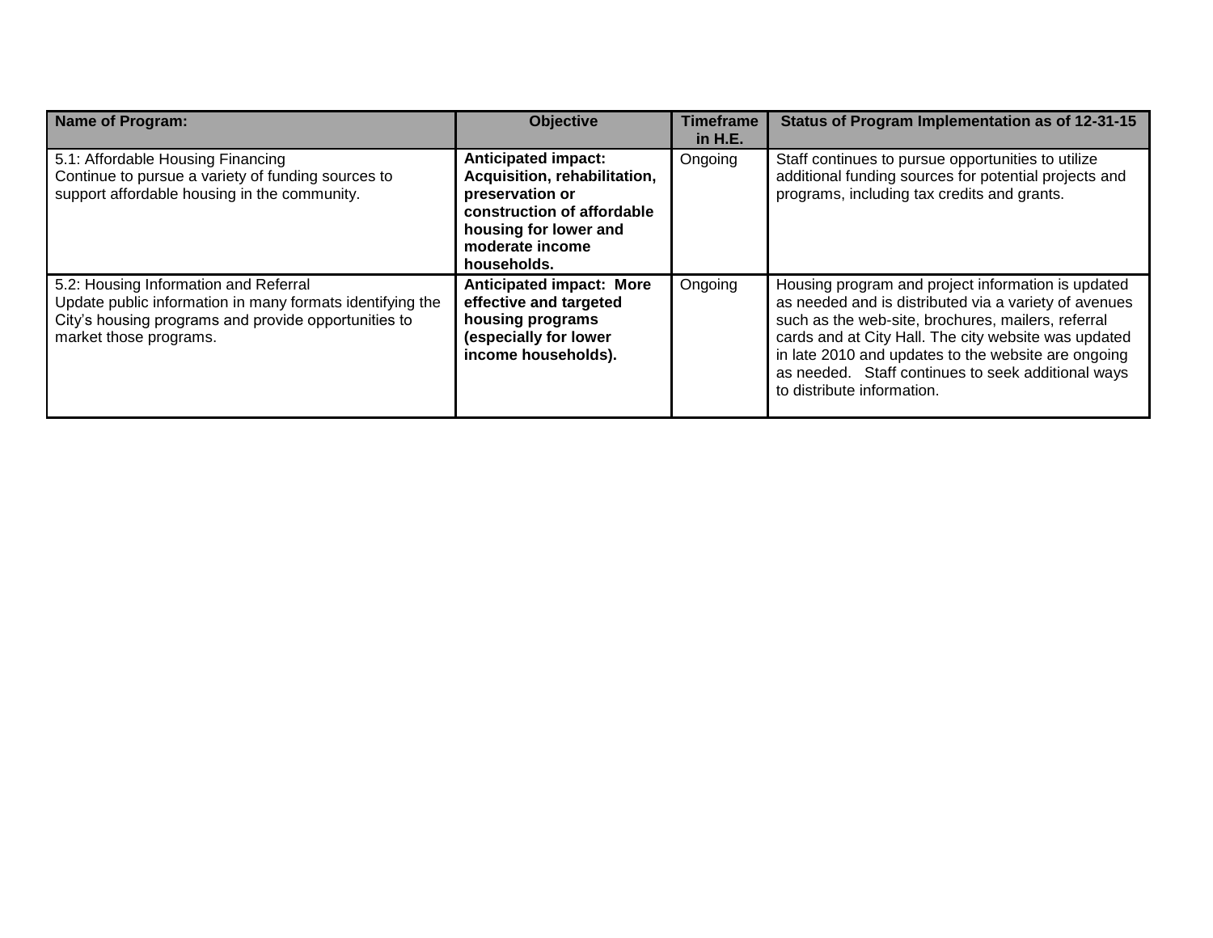| Name of Program: | Objective | Timeframe in H.E. | Status of Program Implementation as of 12-31-15 |
|---|---|---|---|
| 5.1: Affordable Housing Financing<br>Continue to pursue a variety of funding sources to support affordable housing in the community. | **Anticipated impact: Acquisition, rehabilitation, preservation or construction of affordable housing for lower and moderate income households.** | Ongoing | Staff continues to pursue opportunities to utilize additional funding sources for potential projects and programs, including tax credits and grants. |
| 5.2: Housing Information and Referral<br>Update public information in many formats identifying the City's housing programs and provide opportunities to market those programs. | **Anticipated impact: More effective and targeted housing programs (especially for lower income households).** | Ongoing | Housing program and project information is updated as needed and is distributed via a variety of avenues such as the web-site, brochures, mailers, referral cards and at City Hall. The city website was updated in late 2010 and updates to the website are ongoing as needed. Staff continues to seek additional ways to distribute information. |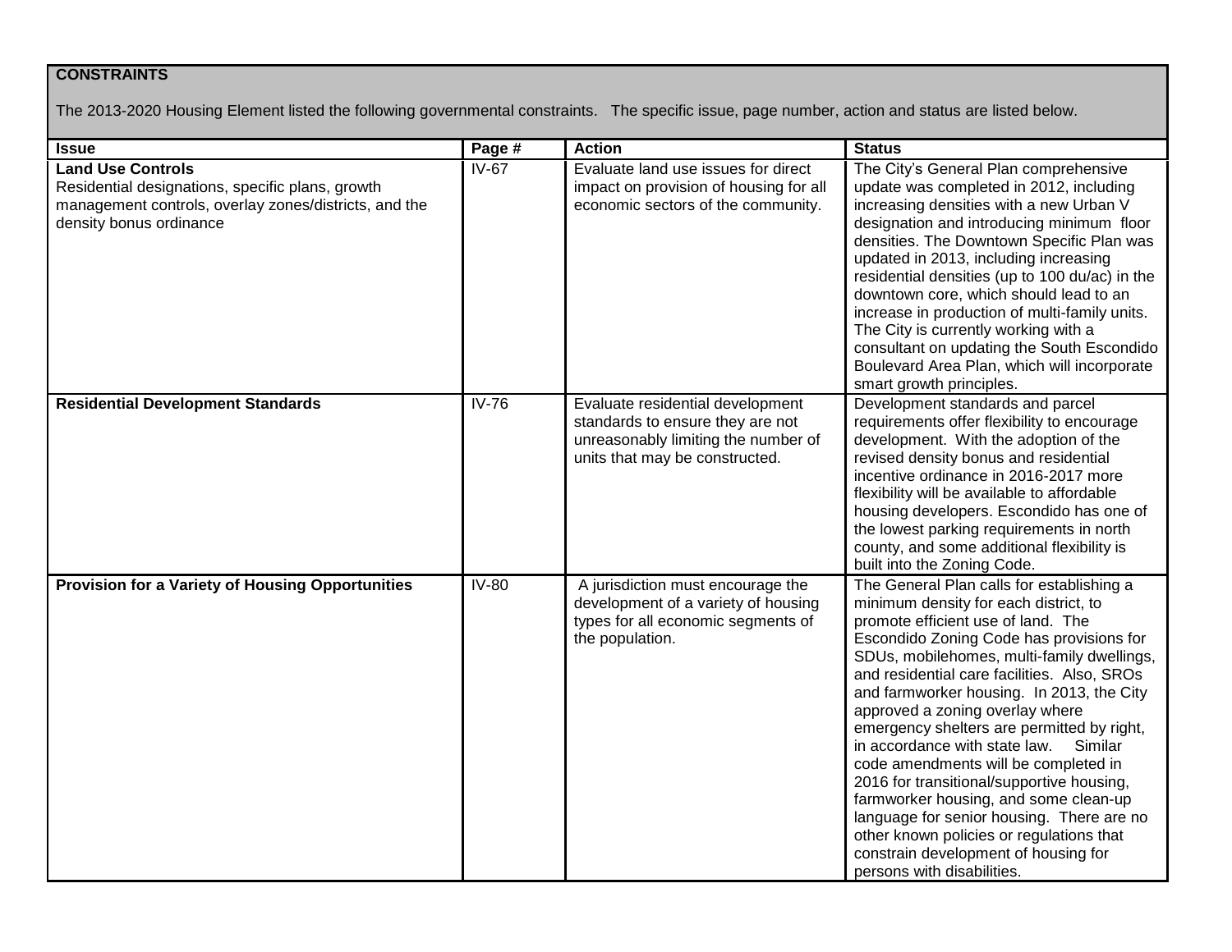**CONSTRAINTS**

The 2013-2020 Housing Element listed the following governmental constraints. The specific issue, page number, action and status are listed below.

| Issue | Page # | Action | Status |
|---|---|---|---|
| **Land Use Controls** Residential designations, specific plans, growth management controls, overlay zones/districts, and the density bonus ordinance | IV-67 | Evaluate land use issues for direct impact on provision of housing for all economic sectors of the community. | The City's General Plan comprehensive update was completed in 2012, including increasing densities with a new Urban V designation and introducing minimum floor densities. The Downtown Specific Plan was updated in 2013, including increasing residential densities (up to 100 du/ac) in the downtown core, which should lead to an increase in production of multi-family units. The City is currently working with a consultant on updating the South Escondido Boulevard Area Plan, which will incorporate smart growth principles. |
| **Residential Development Standards** | IV-76 | Evaluate residential development standards to ensure they are not unreasonably limiting the number of units that may be constructed. | Development standards and parcel requirements offer flexibility to encourage development. With the adoption of the revised density bonus and residential incentive ordinance in 2016-2017 more flexibility will be available to affordable housing developers. Escondido has one of the lowest parking requirements in north county, and some additional flexibility is built into the Zoning Code. |
| **Provision for a Variety of Housing Opportunities** | IV-80 | A jurisdiction must encourage the development of a variety of housing types for all economic segments of the population. | The General Plan calls for establishing a minimum density for each district, to promote efficient use of land. The Escondido Zoning Code has provisions for SDUs, mobilehomes, multi-family dwellings, and residential care facilities. Also, SROs and farmworker housing. In 2013, the City approved a zoning overlay where emergency shelters are permitted by right, in accordance with state law. Similar code amendments will be completed in 2016 for transitional/supportive housing, farmworker housing, and some clean-up language for senior housing. There are no other known policies or regulations that constrain development of housing for persons with disabilities. |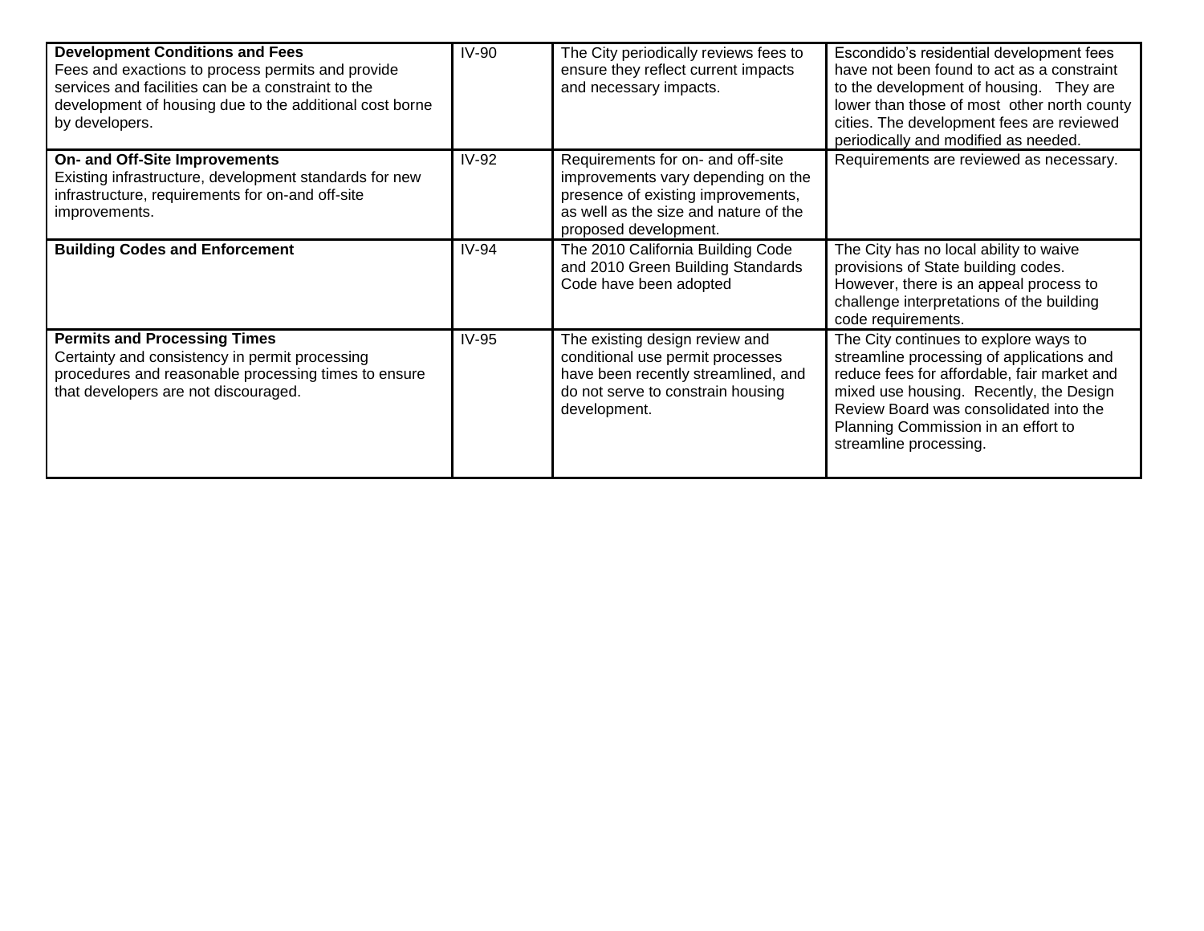| | | | |
|---|---|---|---|
| **Development Conditions and Fees**<br>Fees and exactions to process permits and provide services and facilities can be a constraint to the development of housing due to the additional cost borne by developers. | IV-90 | The City periodically reviews fees to ensure they reflect current impacts and necessary impacts. | Escondido's residential development fees have not been found to act as a constraint to the development of housing. They are lower than those of most other north county cities. The development fees are reviewed periodically and modified as needed. |
| **On- and Off-Site Improvements**<br>Existing infrastructure, development standards for new infrastructure, requirements for on-and off-site improvements. | IV-92 | Requirements for on- and off-site improvements vary depending on the presence of existing improvements, as well as the size and nature of the proposed development. | Requirements are reviewed as necessary. |
| **Building Codes and Enforcement** | IV-94 | The 2010 California Building Code and 2010 Green Building Standards Code have been adopted | The City has no local ability to waive provisions of State building codes. However, there is an appeal process to challenge interpretations of the building code requirements. |
| **Permits and Processing Times**<br>Certainty and consistency in permit processing procedures and reasonable processing times to ensure that developers are not discouraged. | IV-95 | The existing design review and conditional use permit processes have been recently streamlined, and do not serve to constrain housing development. | The City continues to explore ways to streamline processing of applications and reduce fees for affordable, fair market and mixed use housing. Recently, the Design Review Board was consolidated into the Planning Commission in an effort to streamline processing. |